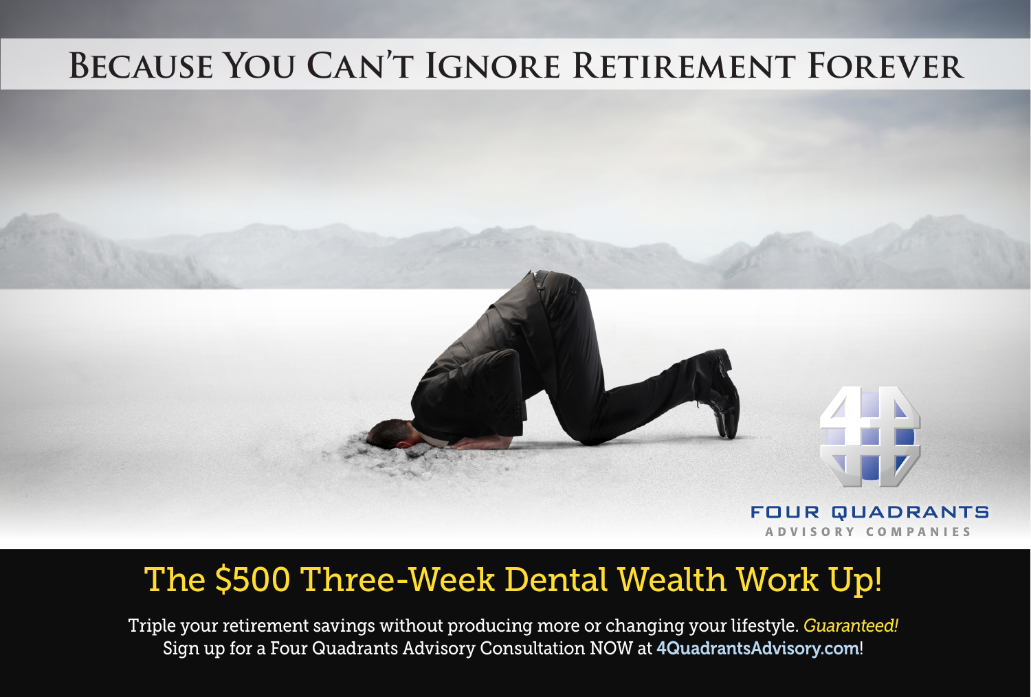# Because You Can't Ignore Retirement Forever

FOUR QUADRANTS
ADVISORY COMPANIES

## The $500 Three-Week Dental Wealth Work Up!

Triple your retirement savings without producing more or changing your lifestyle. *Guaranteed!*
Sign up for a Four Quadrants Advisory Consultation NOW at 4QuadrantsAdvisory.com!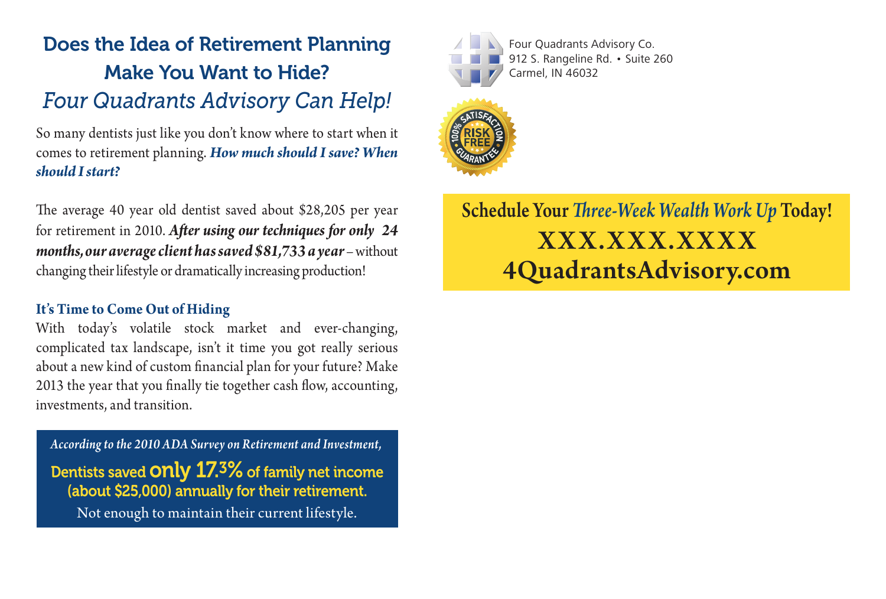# Does the Idea of Retirement Planning Make You Want to Hide?

## *Four Quadrants Advisory Can Help!*

So many dentists just like you don't know where to start when it comes to retirement planning. ***How much should I save? When should I start?***

The average 40 year old dentist saved about $28,205 per year for retirement in 2010. ***After using our techniques for only 24 months, our average client has saved $81,733 a year*** – without changing their lifestyle or dramatically increasing production!

### It's Time to Come Out of Hiding

With today's volatile stock market and ever-changing, complicated tax landscape, isn't it time you got really serious about a new kind of custom financial plan for your future? Make 2013 the year that you finally tie together cash flow, accounting, investments, and transition.

*According to the 2010 ADA Survey on Retirement and Investment,*

**Dentists saved only 17.3% of family net income (about $25,000) annually for their retirement.**

Not enough to maintain their current lifestyle.

Four Quadrants Advisory Co.
912 S. Rangeline Rd. • Suite 260
Carmel, IN 46032

100% SATISFACTION RISK FREE GUARANTEE

**Schedule Your *Three-Week Wealth Work Up* Today!**

**XXX.XXX.XXXX**

**4QuadrantsAdvisory.com**